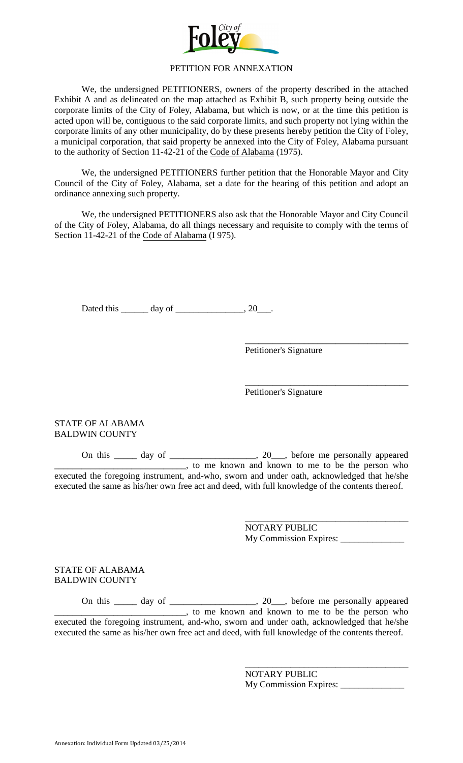City of Foley

# PETITION FOR ANNEXATION

We, the undersigned PETITIONERS, owners of the property described in the attached Exhibit A and as delineated on the map attached as Exhibit B, such property being outside the corporate limits of the City of Foley, Alabama, but which is now, or at the time this petition is acted upon will be, contiguous to the said corporate limits, and such property not lying within the corporate limits of any other municipality, do by these presents hereby petition the City of Foley, a municipal corporation, that said property be annexed into the City of Foley, Alabama pursuant to the authority of Section 11-42-21 of the Code of Alabama (1975).

We, the undersigned PETITIONERS further petition that the Honorable Mayor and City Council of the City of Foley, Alabama, set a date for the hearing of this petition and adopt an ordinance annexing such property.

We, the undersigned PETITIONERS also ask that the Honorable Mayor and City Council of the City of Foley, Alabama, do all things necessary and requisite to comply with the terms of Section 11-42-21 of the Code of Alabama (I 975).

Dated this ______ day of _______________, 20___.

____________________________________
Petitioner's Signature

____________________________________
Petitioner's Signature

STATE OF ALABAMA
BALDWIN COUNTY

On this _____ day of ___________________, 20___, before me personally appeared _____________________________, to me known and known to me to be the person who executed the foregoing instrument, and-who, sworn and under oath, acknowledged that he/she executed the same as his/her own free act and deed, with full knowledge of the contents thereof.

____________________________________
NOTARY PUBLIC
My Commission Expires: ______________

STATE OF ALABAMA
BALDWIN COUNTY

On this _____ day of ___________________, 20___, before me personally appeared _____________________________, to me known and known to me to be the person who executed the foregoing instrument, and-who, sworn and under oath, acknowledged that he/she executed the same as his/her own free act and deed, with full knowledge of the contents thereof.

____________________________________
NOTARY PUBLIC
My Commission Expires: ______________

Annexation: Individual Form Updated 03/25/2014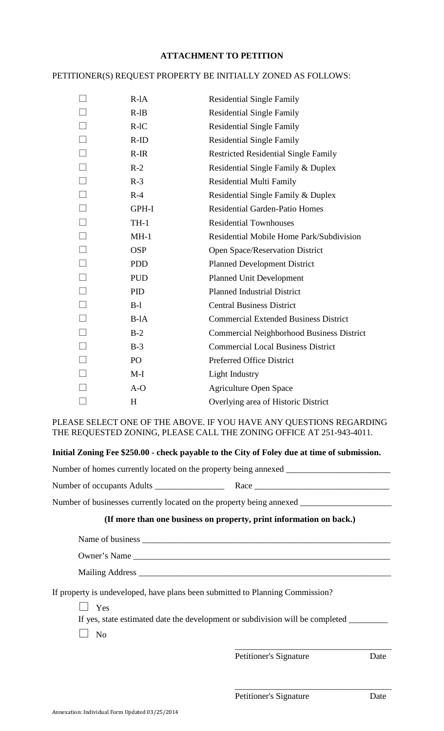**ATTACHMENT TO PETITION**

PETITIONER(S) REQUEST PROPERTY BE INITIALLY ZONED AS FOLLOWS:

| | | |
|---|---|---|
| ☐ | R-lA | Residential Single Family |
| ☐ | R-lB | Residential Single Family |
| ☐ | R-lC | Residential Single Family |
| ☐ | R-ID | Residential Single Family |
| ☐ | R-IR | Restricted Residential Single Family |
| ☐ | R-2 | Residential Single Family & Duplex |
| ☐ | R-3 | Residential Multi Family |
| ☐ | R-4 | Residential Single Family & Duplex |
| ☐ | GPH-I | Residential Garden-Patio Homes |
| ☐ | TH-1 | Residential Townhouses |
| ☐ | MH-1 | Residential Mobile Home Park/Subdivision |
| ☐ | OSP | Open Space/Reservation District |
| ☐ | PDD | Planned Development District |
| ☐ | PUD | Planned Unit Development |
| ☐ | PID | Planned Industrial District |
| ☐ | B-l | Central Business District |
| ☐ | B-lA | Commercial Extended Business District |
| ☐ | B-2 | Commercial Neighborhood Business District |
| ☐ | B-3 | Commercial Local Business District |
| ☐ | PO | Preferred Office District |
| ☐ | M-I | Light Industry |
| ☐ | A-O | Agriculture Open Space |
| ☐ | H | Overlying area of Historic District |

PLEASE SELECT ONE OF THE ABOVE. IF YOU HAVE ANY QUESTIONS REGARDING THE REQUESTED ZONING, PLEASE CALL THE ZONING OFFICE AT 251-943-4011.

**Initial Zoning Fee $250.00 - check payable to the City of Foley due at time of submission.**

Number of homes currently located on the property being annexed ________________________

Number of occupants Adults ________________ Race ______________________________

Number of businesses currently located on the property being annexed _____________________

**(If more than one business on property, print information on back.)**

Name of business ___________________________________________________________

Owner's Name _____________________________________________________________

Mailing Address ____________________________________________________________

If property is undeveloped, have plans been submitted to Planning Commission?

☐ Yes

If yes, state estimated date the development or subdivision will be completed _________

☐ No

____________________________________
Petitioner's Signature Date

____________________________________
Petitioner's Signature Date

Annexation: Individual Form Updated 03/25/2014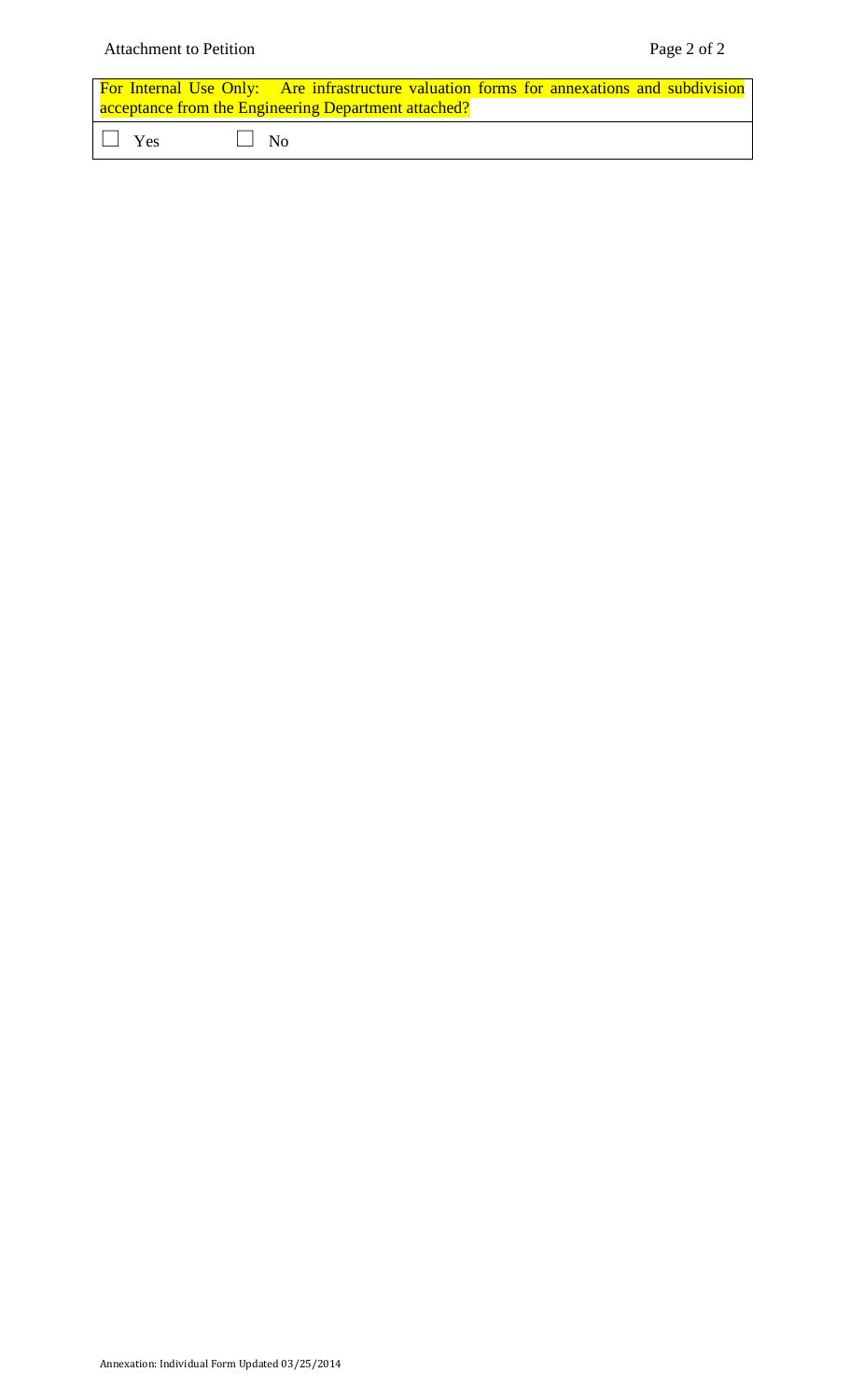| For Internal Use Only: Are infrastructure valuation forms for annexations and subdivision acceptance from the Engineering Department attached? |
| --- |
| ☐ Yes ☐ No |

Annexation: Individual Form Updated 03/25/2014